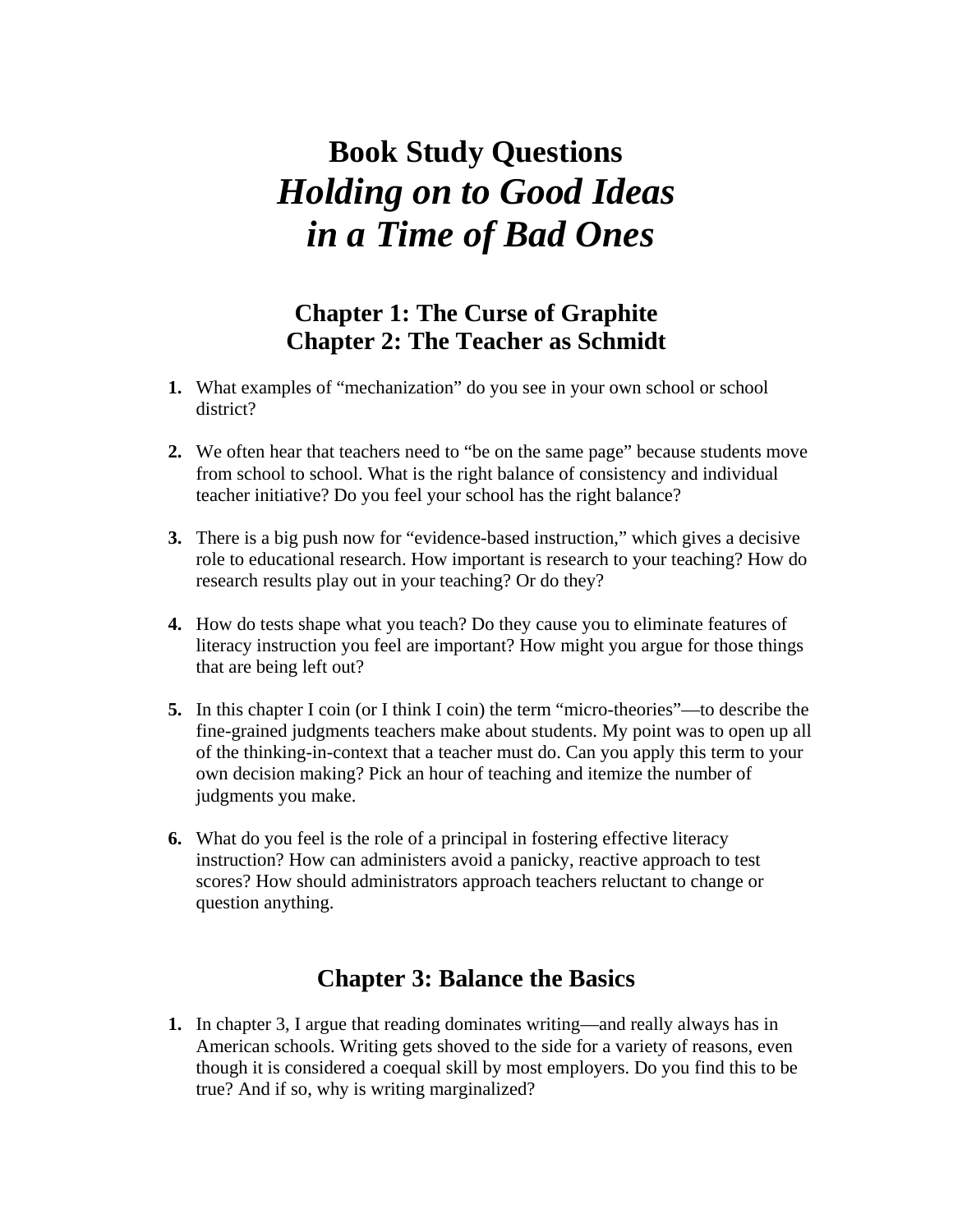# Book Study Questions

# *Holding on to Good Ideas in a Time of Bad Ones*

## Chapter 1: The Curse of Graphite
## Chapter 2: The Teacher as Schmidt

1. What examples of "mechanization" do you see in your own school or school district?

2. We often hear that teachers need to "be on the same page" because students move from school to school. What is the right balance of consistency and individual teacher initiative? Do you feel your school has the right balance?

3. There is a big push now for "evidence-based instruction," which gives a decisive role to educational research. How important is research to your teaching? How do research results play out in your teaching? Or do they?

4. How do tests shape what you teach? Do they cause you to eliminate features of literacy instruction you feel are important? How might you argue for those things that are being left out?

5. In this chapter I coin (or I think I coin) the term "micro-theories"—to describe the fine-grained judgments teachers make about students. My point was to open up all of the thinking-in-context that a teacher must do. Can you apply this term to your own decision making? Pick an hour of teaching and itemize the number of judgments you make.

6. What do you feel is the role of a principal in fostering effective literacy instruction? How can administers avoid a panicky, reactive approach to test scores? How should administrators approach teachers reluctant to change or question anything.

## Chapter 3: Balance the Basics

1. In chapter 3, I argue that reading dominates writing—and really always has in American schools. Writing gets shoved to the side for a variety of reasons, even though it is considered a coequal skill by most employers. Do you find this to be true? And if so, why is writing marginalized?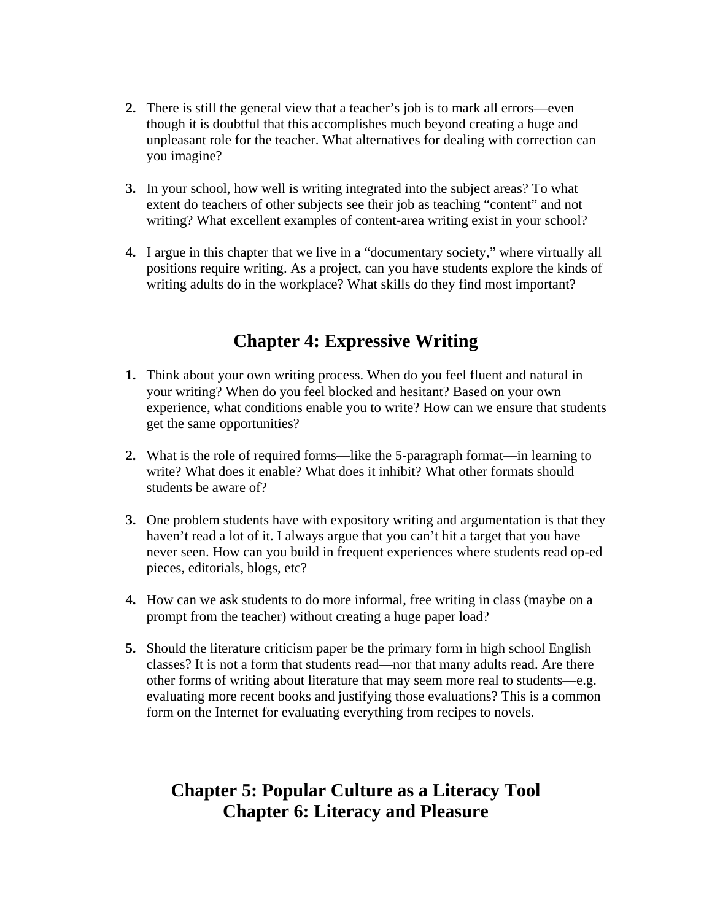2. There is still the general view that a teacher's job is to mark all errors—even though it is doubtful that this accomplishes much beyond creating a huge and unpleasant role for the teacher. What alternatives for dealing with correction can you imagine?

3. In your school, how well is writing integrated into the subject areas? To what extent do teachers of other subjects see their job as teaching "content" and not writing? What excellent examples of content-area writing exist in your school?

4. I argue in this chapter that we live in a "documentary society," where virtually all positions require writing. As a project, can you have students explore the kinds of writing adults do in the workplace? What skills do they find most important?

## Chapter 4: Expressive Writing

1. Think about your own writing process. When do you feel fluent and natural in your writing? When do you feel blocked and hesitant? Based on your own experience, what conditions enable you to write? How can we ensure that students get the same opportunities?

2. What is the role of required forms—like the 5-paragraph format—in learning to write? What does it enable? What does it inhibit? What other formats should students be aware of?

3. One problem students have with expository writing and argumentation is that they haven't read a lot of it. I always argue that you can't hit a target that you have never seen. How can you build in frequent experiences where students read op-ed pieces, editorials, blogs, etc?

4. How can we ask students to do more informal, free writing in class (maybe on a prompt from the teacher) without creating a huge paper load?

5. Should the literature criticism paper be the primary form in high school English classes? It is not a form that students read—nor that many adults read. Are there other forms of writing about literature that may seem more real to students—e.g. evaluating more recent books and justifying those evaluations? This is a common form on the Internet for evaluating everything from recipes to novels.

## Chapter 5: Popular Culture as a Literacy Tool
## Chapter 6: Literacy and Pleasure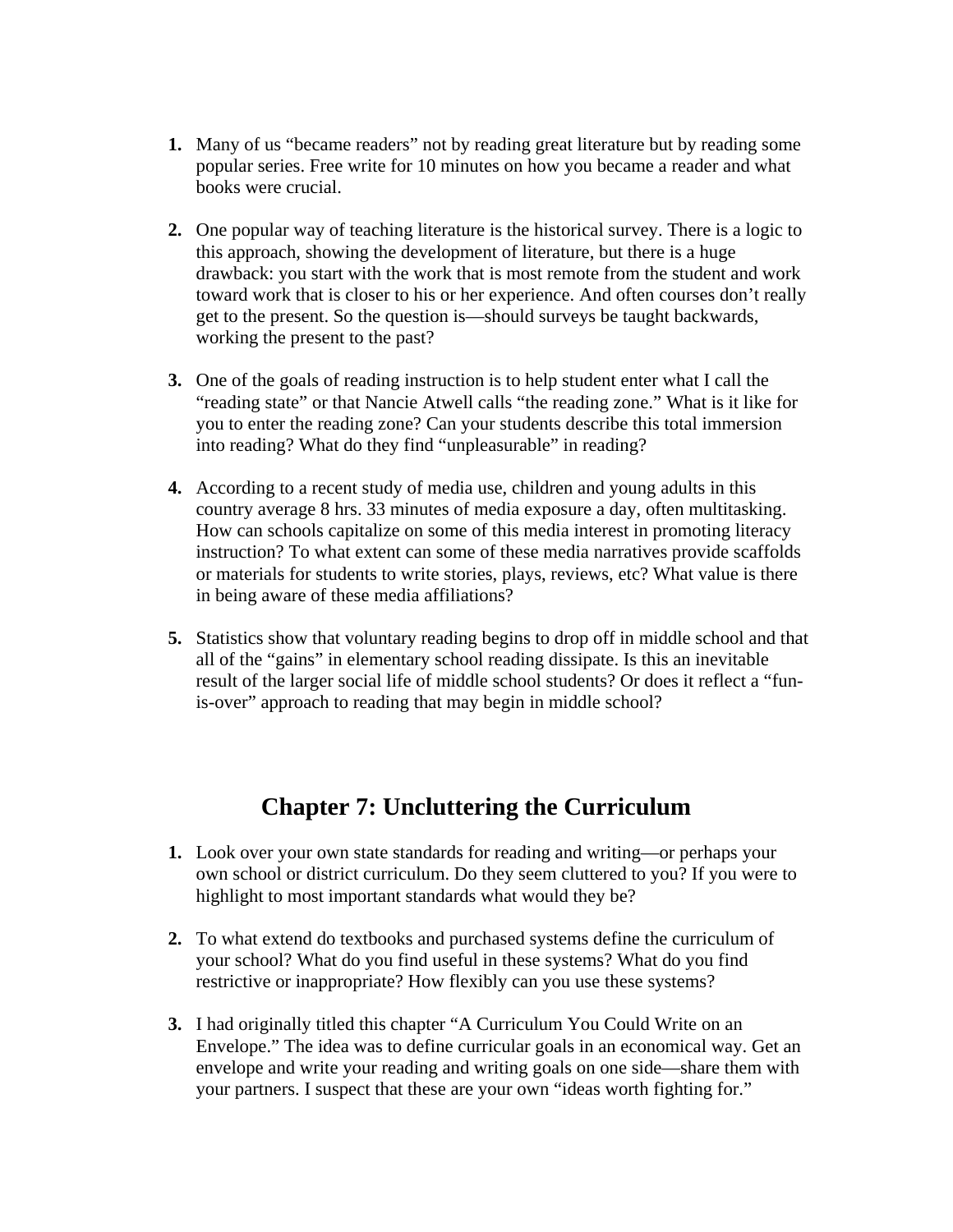1. Many of us "became readers" not by reading great literature but by reading some popular series. Free write for 10 minutes on how you became a reader and what books were crucial.

2. One popular way of teaching literature is the historical survey. There is a logic to this approach, showing the development of literature, but there is a huge drawback: you start with the work that is most remote from the student and work toward work that is closer to his or her experience. And often courses don't really get to the present. So the question is—should surveys be taught backwards, working the present to the past?

3. One of the goals of reading instruction is to help student enter what I call the "reading state" or that Nancie Atwell calls "the reading zone." What is it like for you to enter the reading zone? Can your students describe this total immersion into reading? What do they find "unpleasurable" in reading?

4. According to a recent study of media use, children and young adults in this country average 8 hrs. 33 minutes of media exposure a day, often multitasking. How can schools capitalize on some of this media interest in promoting literacy instruction? To what extent can some of these media narratives provide scaffolds or materials for students to write stories, plays, reviews, etc? What value is there in being aware of these media affiliations?

5. Statistics show that voluntary reading begins to drop off in middle school and that all of the "gains" in elementary school reading dissipate. Is this an inevitable result of the larger social life of middle school students? Or does it reflect a "fun-is-over" approach to reading that may begin in middle school?

## Chapter 7: Uncluttering the Curriculum

1. Look over your own state standards for reading and writing—or perhaps your own school or district curriculum. Do they seem cluttered to you? If you were to highlight to most important standards what would they be?

2. To what extend do textbooks and purchased systems define the curriculum of your school? What do you find useful in these systems? What do you find restrictive or inappropriate? How flexibly can you use these systems?

3. I had originally titled this chapter "A Curriculum You Could Write on an Envelope." The idea was to define curricular goals in an economical way. Get an envelope and write your reading and writing goals on one side—share them with your partners. I suspect that these are your own "ideas worth fighting for."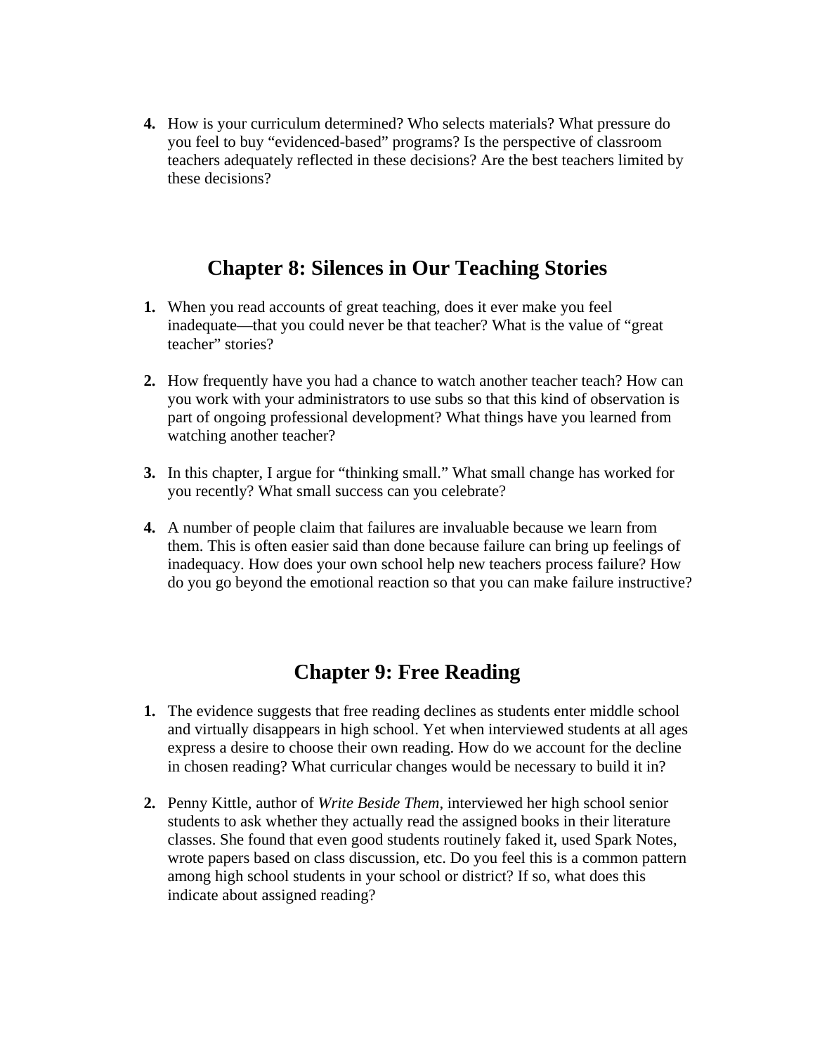4. How is your curriculum determined? Who selects materials? What pressure do you feel to buy "evidenced-based" programs? Is the perspective of classroom teachers adequately reflected in these decisions? Are the best teachers limited by these decisions?

## Chapter 8: Silences in Our Teaching Stories

1. When you read accounts of great teaching, does it ever make you feel inadequate—that you could never be that teacher? What is the value of "great teacher" stories?

2. How frequently have you had a chance to watch another teacher teach? How can you work with your administrators to use subs so that this kind of observation is part of ongoing professional development? What things have you learned from watching another teacher?

3. In this chapter, I argue for "thinking small." What small change has worked for you recently? What small success can you celebrate?

4. A number of people claim that failures are invaluable because we learn from them. This is often easier said than done because failure can bring up feelings of inadequacy. How does your own school help new teachers process failure? How do you go beyond the emotional reaction so that you can make failure instructive?

## Chapter 9: Free Reading

1. The evidence suggests that free reading declines as students enter middle school and virtually disappears in high school. Yet when interviewed students at all ages express a desire to choose their own reading. How do we account for the decline in chosen reading? What curricular changes would be necessary to build it in?

2. Penny Kittle, author of *Write Beside Them*, interviewed her high school senior students to ask whether they actually read the assigned books in their literature classes. She found that even good students routinely faked it, used Spark Notes, wrote papers based on class discussion, etc. Do you feel this is a common pattern among high school students in your school or district? If so, what does this indicate about assigned reading?